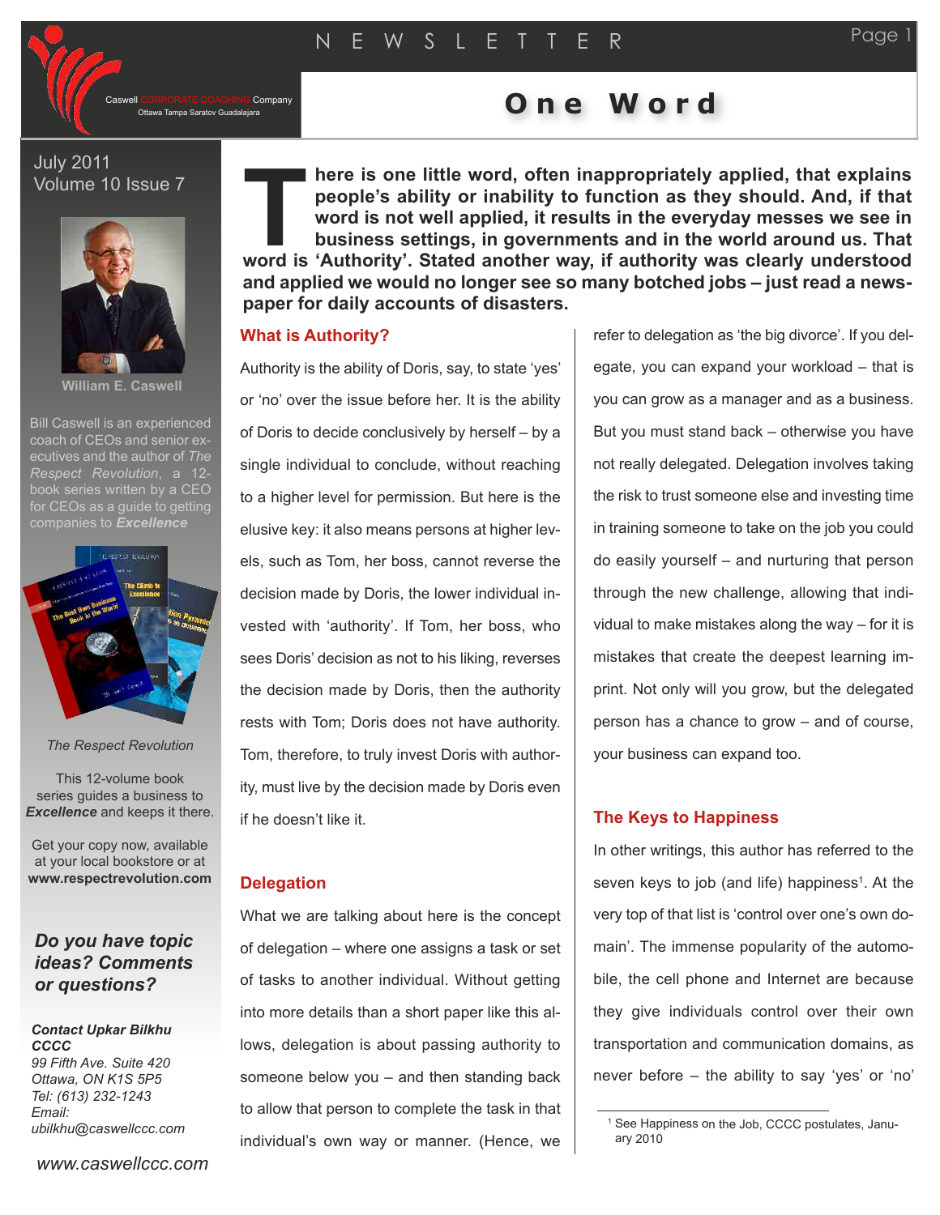# One Word

Caswell CORPORATE COACHING Company
Ottawa Tampa Saratov Guadalajara

July 2011
Volume 10 Issue 7

**William E. Caswell**

Bill Caswell is an experienced coach of CEOs and senior executives and the author of *The Respect Revolution*, a 12-book series written by a CEO for CEOs as a guide to getting companies to ***Excellence***

*The Respect Revolution*

This 12-volume book series guides a business to ***Excellence*** and keeps it there.

Get your copy now, available at your local bookstore or at **www.respectrevolution.com**

***Do you have topic ideas? Comments or questions?***

***Contact Upkar Bilkhu CCCC***
*99 Fifth Ave. Suite 420*
*Ottawa, ON K1S 5P5*
*Tel: (613) 232-1243*
*Email:*
*ubilkhu@caswellccc.com*

*www.caswellccc.com*

**There is one little word, often inappropriately applied, that explains people's ability or inability to function as they should. And, if that word is not well applied, it results in the everyday messes we see in business settings, in governments and in the world around us. That word is 'Authority'. Stated another way, if authority was clearly understood and applied we would no longer see so many botched jobs – just read a newspaper for daily accounts of disasters.**

## What is Authority?

Authority is the ability of Doris, say, to state 'yes' or 'no' over the issue before her. It is the ability of Doris to decide conclusively by herself – by a single individual to conclude, without reaching to a higher level for permission. But here is the elusive key: it also means persons at higher levels, such as Tom, her boss, cannot reverse the decision made by Doris, the lower individual invested with 'authority'. If Tom, her boss, who sees Doris' decision as not to his liking, reverses the decision made by Doris, then the authority rests with Tom; Doris does not have authority. Tom, therefore, to truly invest Doris with authority, must live by the decision made by Doris even if he doesn't like it.

## Delegation

What we are talking about here is the concept of delegation – where one assigns a task or set of tasks to another individual. Without getting into more details than a short paper like this allows, delegation is about passing authority to someone below you – and then standing back to allow that person to complete the task in that individual's own way or manner. (Hence, we refer to delegation as 'the big divorce'. If you delegate, you can expand your workload – that is you can grow as a manager and as a business. But you must stand back – otherwise you have not really delegated. Delegation involves taking the risk to trust someone else and investing time in training someone to take on the job you could do easily yourself – and nurturing that person through the new challenge, allowing that individual to make mistakes along the way – for it is mistakes that create the deepest learning imprint. Not only will you grow, but the delegated person has a chance to grow – and of course, your business can expand too.

## The Keys to Happiness

In other writings, this author has referred to the seven keys to job (and life) happiness[1]. At the very top of that list is 'control over one's own domain'. The immense popularity of the automobile, the cell phone and Internet are because they give individuals control over their own transportation and communication domains, as never before – the ability to say 'yes' or 'no'

[1] See Happiness on the Job, CCCC postulates, January 2010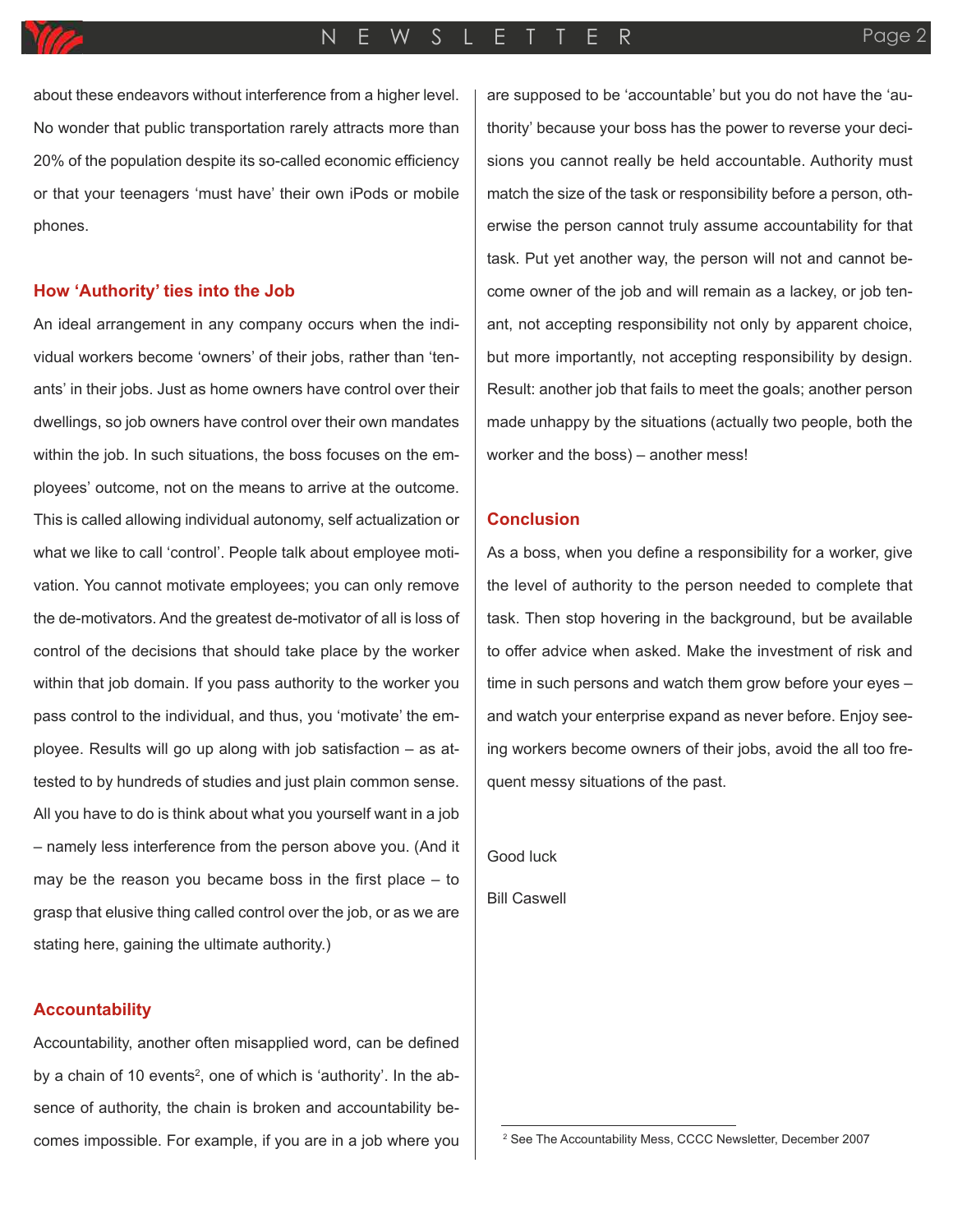about these endeavors without interference from a higher level. No wonder that public transportation rarely attracts more than 20% of the population despite its so-called economic efficiency or that your teenagers 'must have' their own iPods or mobile phones.

## How 'Authority' ties into the Job

An ideal arrangement in any company occurs when the individual workers become 'owners' of their jobs, rather than 'tenants' in their jobs. Just as home owners have control over their dwellings, so job owners have control over their own mandates within the job. In such situations, the boss focuses on the employees' outcome, not on the means to arrive at the outcome. This is called allowing individual autonomy, self actualization or what we like to call 'control'. People talk about employee motivation. You cannot motivate employees; you can only remove the de-motivators. And the greatest de-motivator of all is loss of control of the decisions that should take place by the worker within that job domain. If you pass authority to the worker you pass control to the individual, and thus, you 'motivate' the employee. Results will go up along with job satisfaction – as attested to by hundreds of studies and just plain common sense. All you have to do is think about what you yourself want in a job – namely less interference from the person above you. (And it may be the reason you became boss in the first place – to grasp that elusive thing called control over the job, or as we are stating here, gaining the ultimate authority.)

## Accountability

Accountability, another often misapplied word, can be defined by a chain of 10 events[2], one of which is 'authority'. In the absence of authority, the chain is broken and accountability becomes impossible. For example, if you are in a job where you are supposed to be 'accountable' but you do not have the 'authority' because your boss has the power to reverse your decisions you cannot really be held accountable. Authority must match the size of the task or responsibility before a person, otherwise the person cannot truly assume accountability for that task. Put yet another way, the person will not and cannot become owner of the job and will remain as a lackey, or job tenant, not accepting responsibility not only by apparent choice, but more importantly, not accepting responsibility by design. Result: another job that fails to meet the goals; another person made unhappy by the situations (actually two people, both the worker and the boss) – another mess!

## Conclusion

As a boss, when you define a responsibility for a worker, give the level of authority to the person needed to complete that task. Then stop hovering in the background, but be available to offer advice when asked. Make the investment of risk and time in such persons and watch them grow before your eyes – and watch your enterprise expand as never before. Enjoy seeing workers become owners of their jobs, avoid the all too frequent messy situations of the past.

Good luck

Bill Caswell

---

[2] See The Accountability Mess, CCCC Newsletter, December 2007